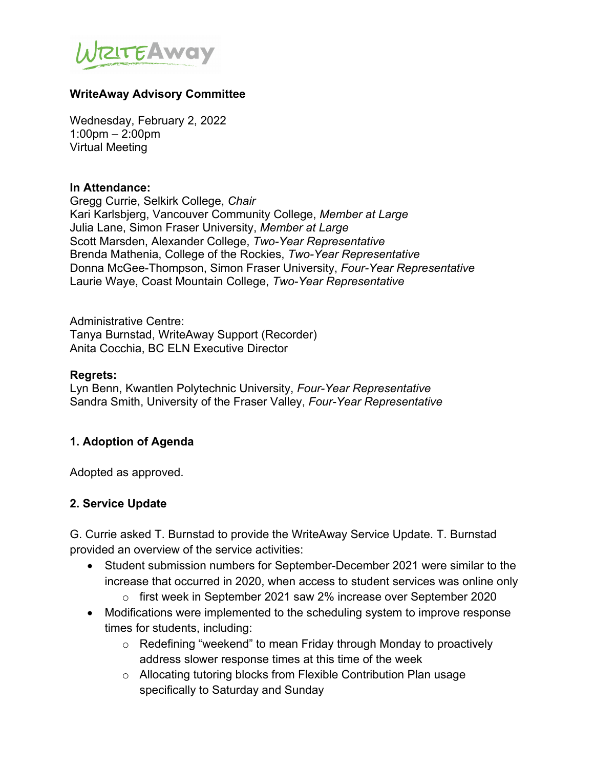**WriteAway Advisory Committee**

Wednesday, February 2, 2022
1:00pm – 2:00pm
Virtual Meeting

**In Attendance:**
Gregg Currie, Selkirk College, *Chair*
Kari Karlsbjerg, Vancouver Community College, *Member at Large*
Julia Lane, Simon Fraser University, *Member at Large*
Scott Marsden, Alexander College, *Two-Year Representative*
Brenda Mathenia, College of the Rockies, *Two-Year Representative*
Donna McGee-Thompson, Simon Fraser University, *Four-Year Representative*
Laurie Waye, Coast Mountain College, *Two-Year Representative*

Administrative Centre:
Tanya Burnstad, WriteAway Support (Recorder)
Anita Cocchia, BC ELN Executive Director

**Regrets:**
Lyn Benn, Kwantlen Polytechnic University, *Four-Year Representative*
Sandra Smith, University of the Fraser Valley, *Four-Year Representative*

**1. Adoption of Agenda**

Adopted as approved.

**2. Service Update**

G. Currie asked T. Burnstad to provide the WriteAway Service Update. T. Burnstad provided an overview of the service activities:

- Student submission numbers for September-December 2021 were similar to the increase that occurred in 2020, when access to student services was online only
    - first week in September 2021 saw 2% increase over September 2020
- Modifications were implemented to the scheduling system to improve response times for students, including:
    - Redefining "weekend" to mean Friday through Monday to proactively address slower response times at this time of the week
    - Allocating tutoring blocks from Flexible Contribution Plan usage specifically to Saturday and Sunday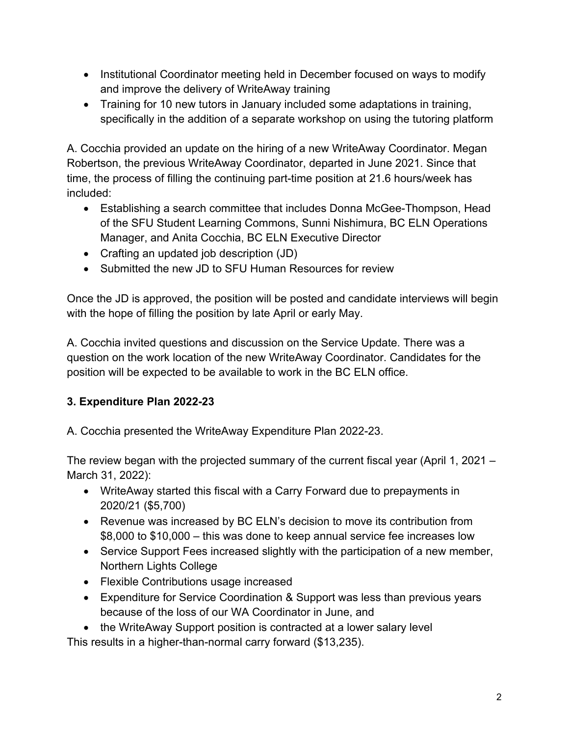- Institutional Coordinator meeting held in December focused on ways to modify and improve the delivery of WriteAway training
- Training for 10 new tutors in January included some adaptations in training, specifically in the addition of a separate workshop on using the tutoring platform

A. Cocchia provided an update on the hiring of a new WriteAway Coordinator. Megan Robertson, the previous WriteAway Coordinator, departed in June 2021. Since that time, the process of filling the continuing part-time position at 21.6 hours/week has included:

- Establishing a search committee that includes Donna McGee-Thompson, Head of the SFU Student Learning Commons, Sunni Nishimura, BC ELN Operations Manager, and Anita Cocchia, BC ELN Executive Director
- Crafting an updated job description (JD)
- Submitted the new JD to SFU Human Resources for review

Once the JD is approved, the position will be posted and candidate interviews will begin with the hope of filling the position by late April or early May.

A. Cocchia invited questions and discussion on the Service Update. There was a question on the work location of the new WriteAway Coordinator. Candidates for the position will be expected to be available to work in the BC ELN office.

### 3. Expenditure Plan 2022-23

A. Cocchia presented the WriteAway Expenditure Plan 2022-23.

The review began with the projected summary of the current fiscal year (April 1, 2021 – March 31, 2022):

- WriteAway started this fiscal with a Carry Forward due to prepayments in 2020/21 ($5,700)
- Revenue was increased by BC ELN's decision to move its contribution from $8,000 to $10,000 – this was done to keep annual service fee increases low
- Service Support Fees increased slightly with the participation of a new member, Northern Lights College
- Flexible Contributions usage increased
- Expenditure for Service Coordination & Support was less than previous years because of the loss of our WA Coordinator in June, and
- the WriteAway Support position is contracted at a lower salary level

This results in a higher-than-normal carry forward ($13,235).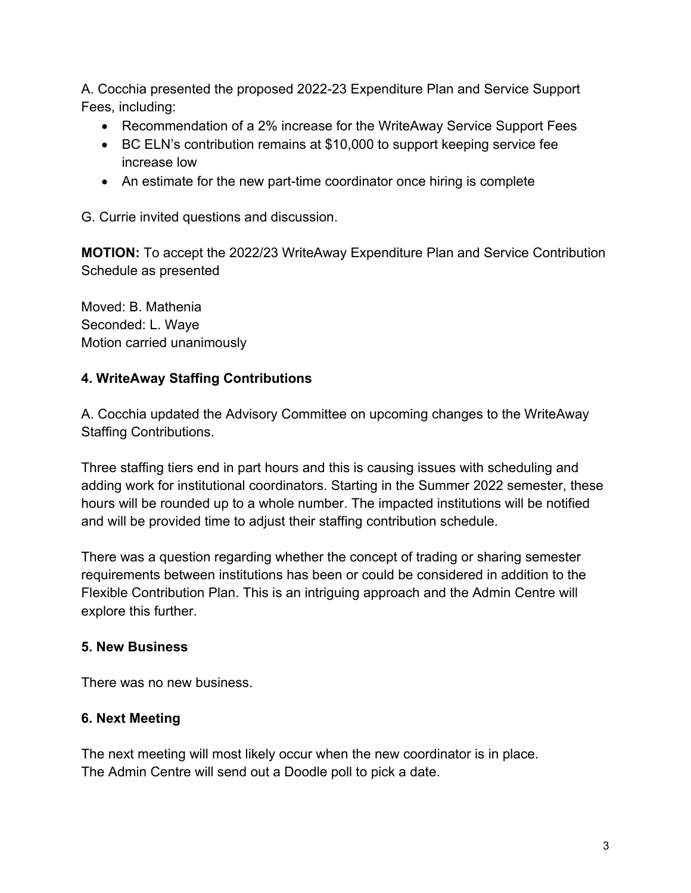A. Cocchia presented the proposed 2022-23 Expenditure Plan and Service Support Fees, including:

- Recommendation of a 2% increase for the WriteAway Service Support Fees
- BC ELN's contribution remains at $10,000 to support keeping service fee increase low
- An estimate for the new part-time coordinator once hiring is complete

G. Currie invited questions and discussion.

**MOTION:** To accept the 2022/23 WriteAway Expenditure Plan and Service Contribution Schedule as presented

Moved: B. Mathenia
Seconded: L. Waye
Motion carried unanimously

**4. WriteAway Staffing Contributions**

A. Cocchia updated the Advisory Committee on upcoming changes to the WriteAway Staffing Contributions.

Three staffing tiers end in part hours and this is causing issues with scheduling and adding work for institutional coordinators. Starting in the Summer 2022 semester, these hours will be rounded up to a whole number. The impacted institutions will be notified and will be provided time to adjust their staffing contribution schedule.

There was a question regarding whether the concept of trading or sharing semester requirements between institutions has been or could be considered in addition to the Flexible Contribution Plan. This is an intriguing approach and the Admin Centre will explore this further.

**5. New Business**

There was no new business.

**6. Next Meeting**

The next meeting will most likely occur when the new coordinator is in place.
The Admin Centre will send out a Doodle poll to pick a date.